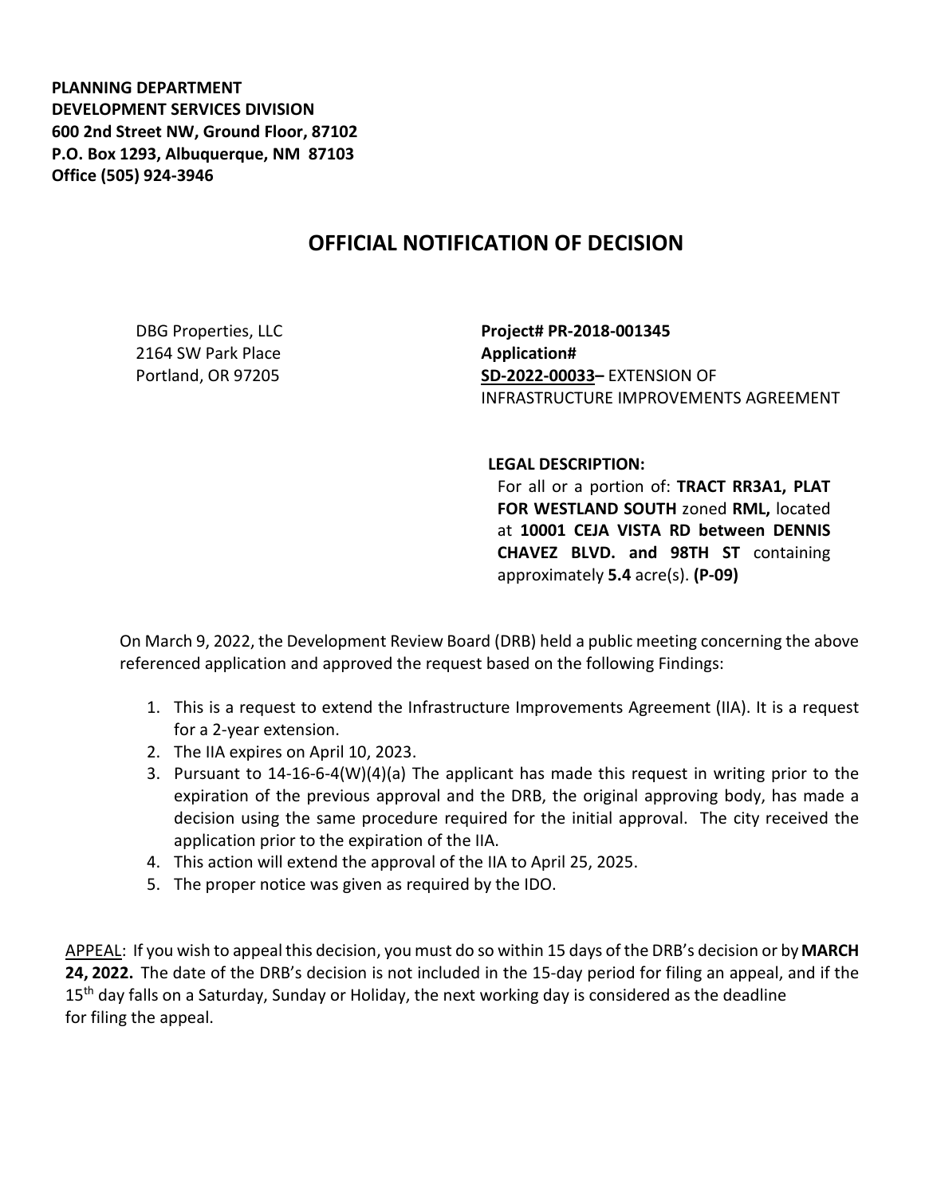**PLANNING DEPARTMENT**
**DEVELOPMENT SERVICES DIVISION**
**600 2nd Street NW, Ground Floor, 87102**
**P.O. Box 1293, Albuquerque, NM 87103**
**Office (505) 924-3946**

# OFFICIAL NOTIFICATION OF DECISION

DBG Properties, LLC
2164 SW Park Place
Portland, OR 97205

**Project# PR-2018-001345**
**Application#**
**SD-2022-00033–** EXTENSION OF INFRASTRUCTURE IMPROVEMENTS AGREEMENT

**LEGAL DESCRIPTION:**
For all or a portion of: **TRACT RR3A1, PLAT FOR WESTLAND SOUTH** zoned **RML,** located at **10001 CEJA VISTA RD between DENNIS CHAVEZ BLVD. and 98TH ST** containing approximately **5.4** acre(s). **(P-09)**

On March 9, 2022, the Development Review Board (DRB) held a public meeting concerning the above referenced application and approved the request based on the following Findings:

1. This is a request to extend the Infrastructure Improvements Agreement (IIA). It is a request for a 2-year extension.
2. The IIA expires on April 10, 2023.
3. Pursuant to 14-16-6-4(W)(4)(a) The applicant has made this request in writing prior to the expiration of the previous approval and the DRB, the original approving body, has made a decision using the same procedure required for the initial approval. The city received the application prior to the expiration of the IIA.
4. This action will extend the approval of the IIA to April 25, 2025.
5. The proper notice was given as required by the IDO.

APPEAL: If you wish to appeal this decision, you must do so within 15 days of the DRB's decision or by **MARCH 24, 2022.** The date of the DRB's decision is not included in the 15-day period for filing an appeal, and if the 15th day falls on a Saturday, Sunday or Holiday, the next working day is considered as the deadline for filing the appeal.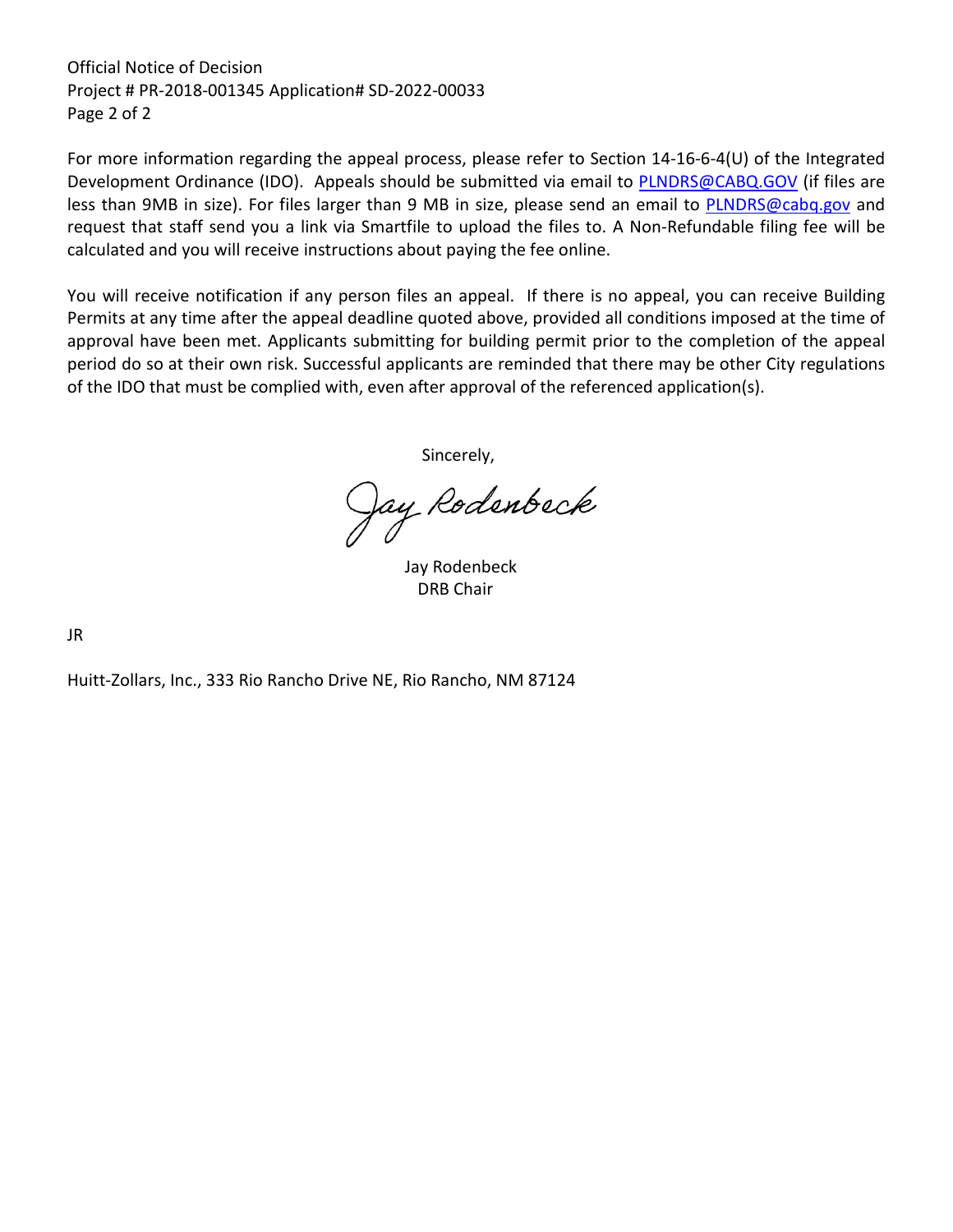For more information regarding the appeal process, please refer to Section 14-16-6-4(U) of the Integrated Development Ordinance (IDO). Appeals should be submitted via email to PLNDRS@CABQ.GOV (if files are less than 9MB in size). For files larger than 9 MB in size, please send an email to PLNDRS@cabq.gov and request that staff send you a link via Smartfile to upload the files to. A Non-Refundable filing fee will be calculated and you will receive instructions about paying the fee online.

You will receive notification if any person files an appeal. If there is no appeal, you can receive Building Permits at any time after the appeal deadline quoted above, provided all conditions imposed at the time of approval have been met. Applicants submitting for building permit prior to the completion of the appeal period do so at their own risk. Successful applicants are reminded that there may be other City regulations of the IDO that must be complied with, even after approval of the referenced application(s).

Sincerely,

Jay Rodenbeck

Jay Rodenbeck
DRB Chair

JR

Huitt-Zollars, Inc., 333 Rio Rancho Drive NE, Rio Rancho, NM 87124